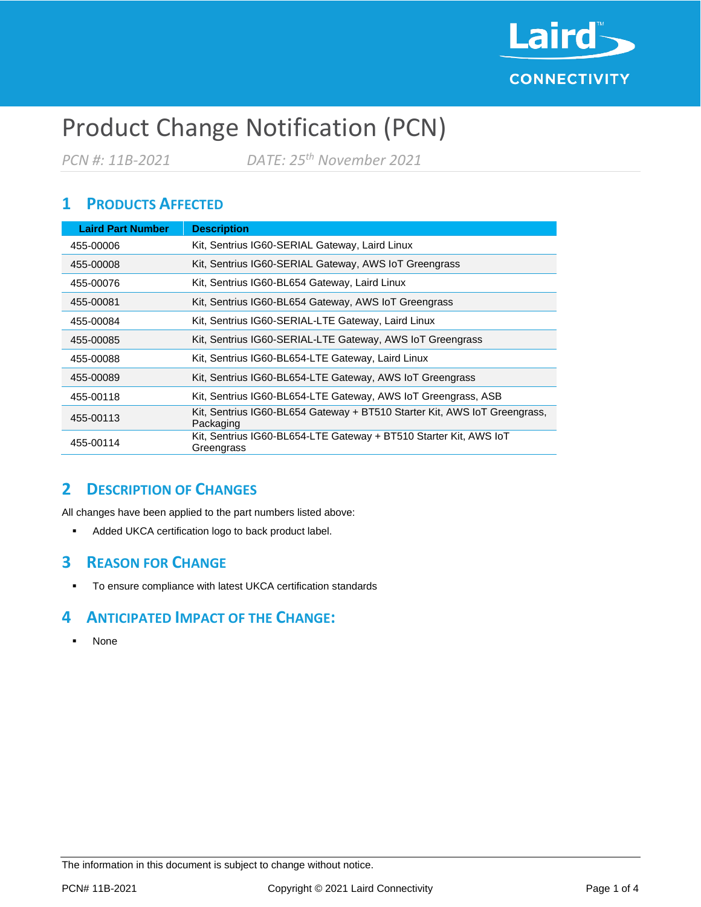# Product Change Notification (PCN)

*PCN #: 11B-2021* *DATE: 25th November 2021*

## 1 Products Affected

| Laird Part Number | Description |
|---|---|
| 455-00006 | Kit, Sentrius IG60-SERIAL Gateway, Laird Linux |
| 455-00008 | Kit, Sentrius IG60-SERIAL Gateway, AWS IoT Greengrass |
| 455-00076 | Kit, Sentrius IG60-BL654 Gateway, Laird Linux |
| 455-00081 | Kit, Sentrius IG60-BL654 Gateway, AWS IoT Greengrass |
| 455-00084 | Kit, Sentrius IG60-SERIAL-LTE Gateway, Laird Linux |
| 455-00085 | Kit, Sentrius IG60-SERIAL-LTE Gateway, AWS IoT Greengrass |
| 455-00088 | Kit, Sentrius IG60-BL654-LTE Gateway, Laird Linux |
| 455-00089 | Kit, Sentrius IG60-BL654-LTE Gateway, AWS IoT Greengrass |
| 455-00118 | Kit, Sentrius IG60-BL654-LTE Gateway, AWS IoT Greengrass, ASB |
| 455-00113 | Kit, Sentrius IG60-BL654 Gateway + BT510 Starter Kit, AWS IoT Greengrass, Packaging |
| 455-00114 | Kit, Sentrius IG60-BL654-LTE Gateway + BT510 Starter Kit, AWS IoT Greengrass |

## 2 Description of Changes

All changes have been applied to the part numbers listed above:

- Added UKCA certification logo to back product label.

## 3 Reason for Change

- To ensure compliance with latest UKCA certification standards

## 4 Anticipated Impact of the Change:

- None

The information in this document is subject to change without notice.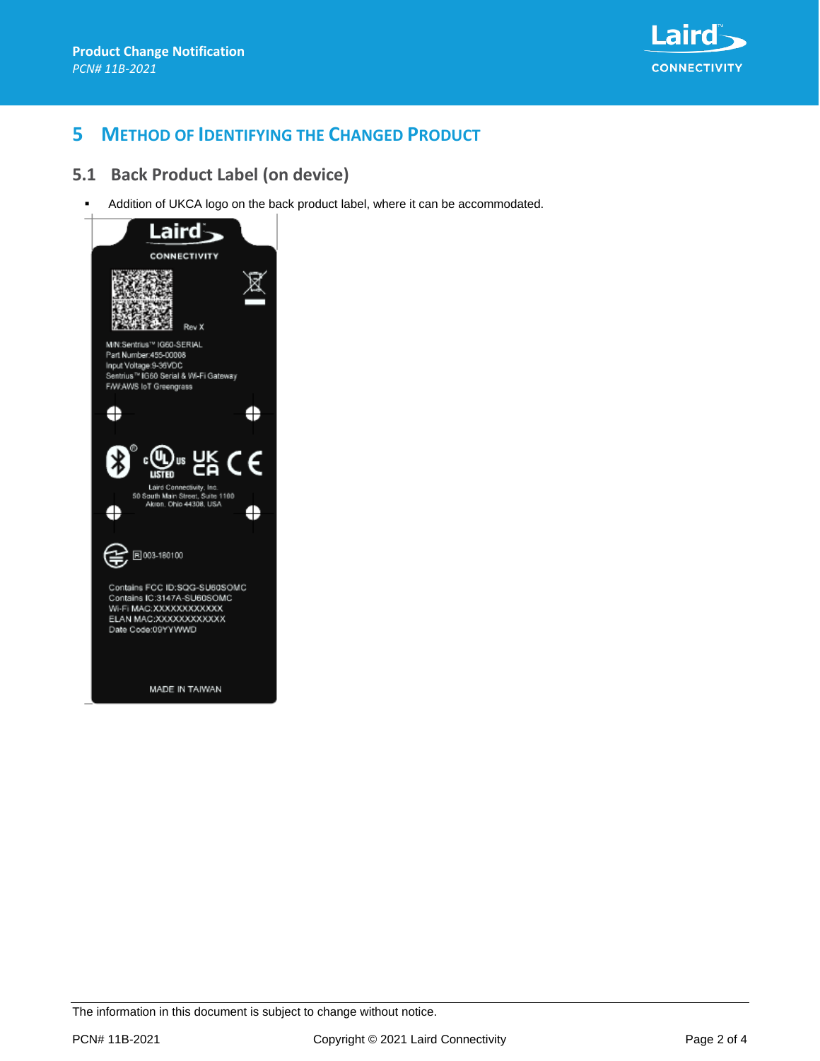# 5 Method of Identifying the Changed Product

## 5.1 Back Product Label (on device)

- Addition of UKCA logo on the back product label, where it can be accommodated.

Laird
CONNECTIVITY

Rev X

M/N:Sentrius™ IG60-SERIAL
Part Number:455-00008
Input Voltage:9-36VDC
Sentrius™ IG60 Serial & Wi-Fi Gateway
F/W:AWS IoT Greengrass

Laird Connectivity, Inc.
50 South Main Street, Suite 1100
Akron, Ohio 44308, USA

R 003-180100

Contains FCC ID:SQG-SU60SOMC
Contains IC:3147A-SU60SOMC
Wi-Fi MAC:XXXXXXXXXXXX
ELAN MAC:XXXXXXXXXXXX
Date Code:09YYWWD

MADE IN TAIWAN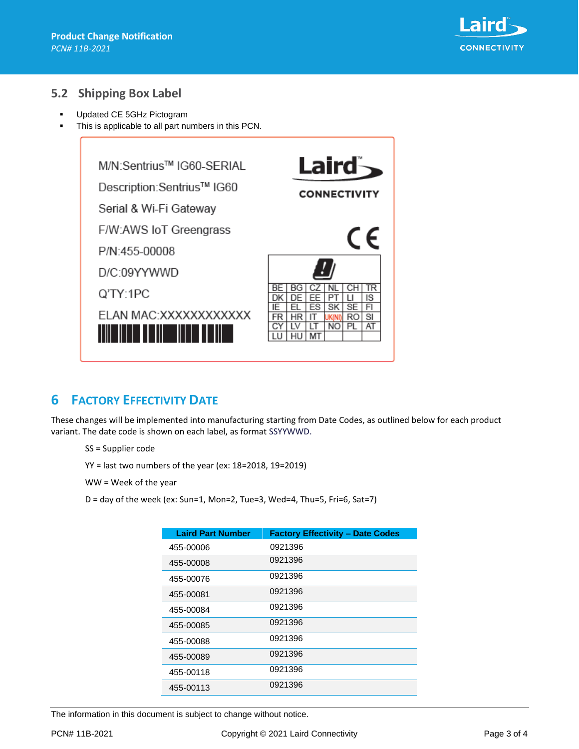## 5.2 Shipping Box Label

- Updated CE 5GHz Pictogram
- This is applicable to all part numbers in this PCN.

M/N:Sentrius™ IG60-SERIAL

Description:Sentrius™ IG60

Serial & Wi-Fi Gateway

F/W:AWS IoT Greengrass

P/N:455-00008

D/C:09YYWWD

Q'TY:1PC

ELAN MAC:XXXXXXXXXXXX

| BE | BG | CZ | NL | CH | TR |
|---|---|---|---|---|---|
| DK | DE | EE | PT | LI | IS |
| IE | EL | ES | SK | SE | FI |
| FR | HR | IT | UK(NI) | RO | SI |
| CY | LV | LT | NO | PL | AT |
| LU | HU | MT | | | |

# 6 Factory Effectivity Date

These changes will be implemented into manufacturing starting from Date Codes, as outlined below for each product variant. The date code is shown on each label, as format SSYYWWD.

SS = Supplier code

YY = last two numbers of the year (ex: 18=2018, 19=2019)

WW = Week of the year

D = day of the week (ex: Sun=1, Mon=2, Tue=3, Wed=4, Thu=5, Fri=6, Sat=7)

| Laird Part Number | Factory Effectivity – Date Codes |
|---|---|
| 455-00006 | 0921396 |
| 455-00008 | 0921396 |
| 455-00076 | 0921396 |
| 455-00081 | 0921396 |
| 455-00084 | 0921396 |
| 455-00085 | 0921396 |
| 455-00088 | 0921396 |
| 455-00089 | 0921396 |
| 455-00118 | 0921396 |
| 455-00113 | 0921396 |

The information in this document is subject to change without notice.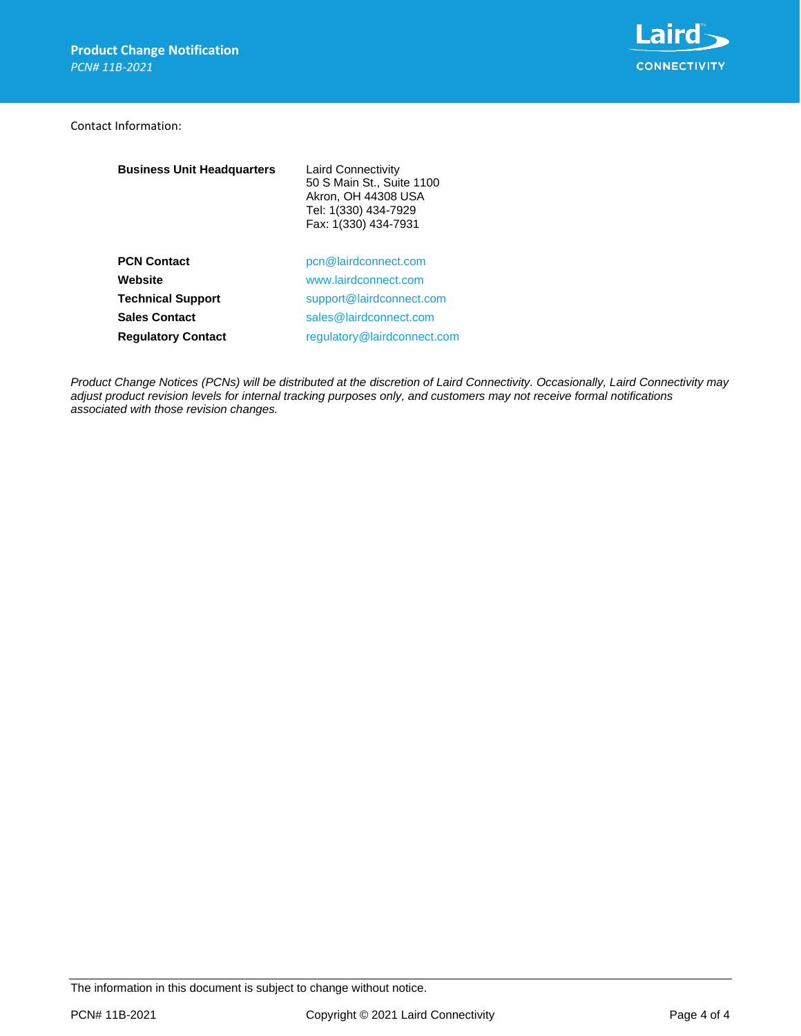Contact Information:

| | |
|---|---|
| **Business Unit Headquarters** | Laird Connectivity<br>50 S Main St., Suite 1100<br>Akron, OH 44308 USA<br>Tel: 1(330) 434-7929<br>Fax: 1(330) 434-7931 |
| **PCN Contact** | pcn@lairdconnect.com |
| **Website** | www.lairdconnect.com |
| **Technical Support** | support@lairdconnect.com |
| **Sales Contact** | sales@lairdconnect.com |
| **Regulatory Contact** | regulatory@lairdconnect.com |

*Product Change Notices (PCNs) will be distributed at the discretion of Laird Connectivity. Occasionally, Laird Connectivity may adjust product revision levels for internal tracking purposes only, and customers may not receive formal notifications associated with those revision changes.*

The information in this document is subject to change without notice.